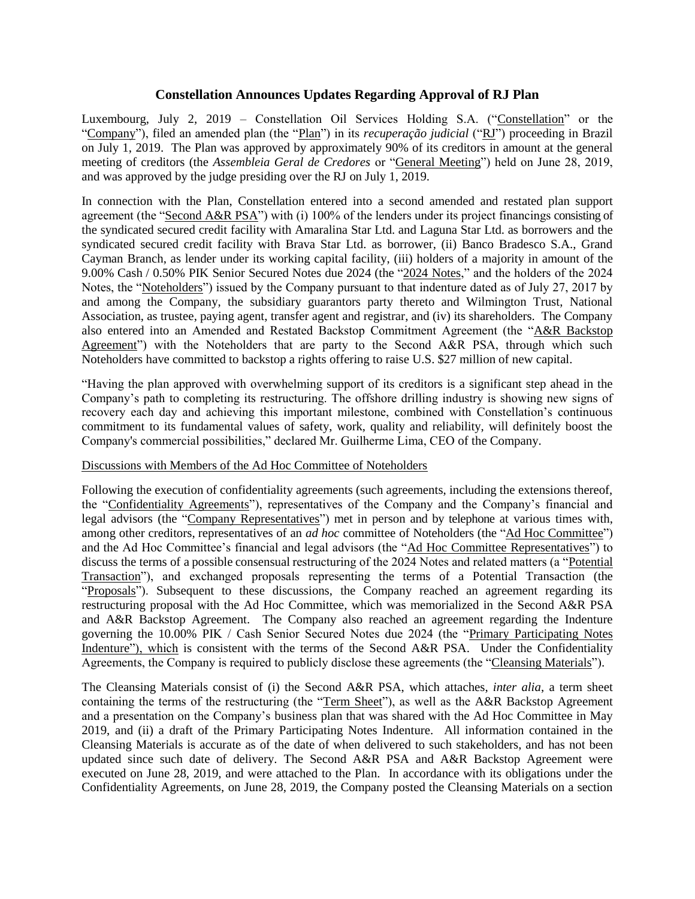# Constellation Announces Updates Regarding Approval of RJ Plan

Luxembourg, July 2, 2019 – Constellation Oil Services Holding S.A. ("Constellation" or the "Company"), filed an amended plan (the "Plan") in its *recuperação judicial* ("RJ") proceeding in Brazil on July 1, 2019. The Plan was approved by approximately 90% of its creditors in amount at the general meeting of creditors (the *Assembleia Geral de Credores* or "General Meeting") held on June 28, 2019, and was approved by the judge presiding over the RJ on July 1, 2019.

In connection with the Plan, Constellation entered into a second amended and restated plan support agreement (the "Second A&R PSA") with (i) 100% of the lenders under its project financings consisting of the syndicated secured credit facility with Amaralina Star Ltd. and Laguna Star Ltd. as borrowers and the syndicated secured credit facility with Brava Star Ltd. as borrower, (ii) Banco Bradesco S.A., Grand Cayman Branch, as lender under its working capital facility, (iii) holders of a majority in amount of the 9.00% Cash / 0.50% PIK Senior Secured Notes due 2024 (the "2024 Notes," and the holders of the 2024 Notes, the "Noteholders") issued by the Company pursuant to that indenture dated as of July 27, 2017 by and among the Company, the subsidiary guarantors party thereto and Wilmington Trust, National Association, as trustee, paying agent, transfer agent and registrar, and (iv) its shareholders. The Company also entered into an Amended and Restated Backstop Commitment Agreement (the "A&R Backstop Agreement") with the Noteholders that are party to the Second A&R PSA, through which such Noteholders have committed to backstop a rights offering to raise U.S. $27 million of new capital.

"Having the plan approved with overwhelming support of its creditors is a significant step ahead in the Company's path to completing its restructuring. The offshore drilling industry is showing new signs of recovery each day and achieving this important milestone, combined with Constellation's continuous commitment to its fundamental values of safety, work, quality and reliability, will definitely boost the Company's commercial possibilities," declared Mr. Guilherme Lima, CEO of the Company.

Discussions with Members of the Ad Hoc Committee of Noteholders

Following the execution of confidentiality agreements (such agreements, including the extensions thereof, the "Confidentiality Agreements"), representatives of the Company and the Company's financial and legal advisors (the "Company Representatives") met in person and by telephone at various times with, among other creditors, representatives of an *ad hoc* committee of Noteholders (the "Ad Hoc Committee") and the Ad Hoc Committee's financial and legal advisors (the "Ad Hoc Committee Representatives") to discuss the terms of a possible consensual restructuring of the 2024 Notes and related matters (a "Potential Transaction"), and exchanged proposals representing the terms of a Potential Transaction (the "Proposals"). Subsequent to these discussions, the Company reached an agreement regarding its restructuring proposal with the Ad Hoc Committee, which was memorialized in the Second A&R PSA and A&R Backstop Agreement. The Company also reached an agreement regarding the Indenture governing the 10.00% PIK / Cash Senior Secured Notes due 2024 (the "Primary Participating Notes Indenture"), which is consistent with the terms of the Second A&R PSA. Under the Confidentiality Agreements, the Company is required to publicly disclose these agreements (the "Cleansing Materials").

The Cleansing Materials consist of (i) the Second A&R PSA, which attaches, *inter alia*, a term sheet containing the terms of the restructuring (the "Term Sheet"), as well as the A&R Backstop Agreement and a presentation on the Company's business plan that was shared with the Ad Hoc Committee in May 2019, and (ii) a draft of the Primary Participating Notes Indenture. All information contained in the Cleansing Materials is accurate as of the date of when delivered to such stakeholders, and has not been updated since such date of delivery. The Second A&R PSA and A&R Backstop Agreement were executed on June 28, 2019, and were attached to the Plan. In accordance with its obligations under the Confidentiality Agreements, on June 28, 2019, the Company posted the Cleansing Materials on a section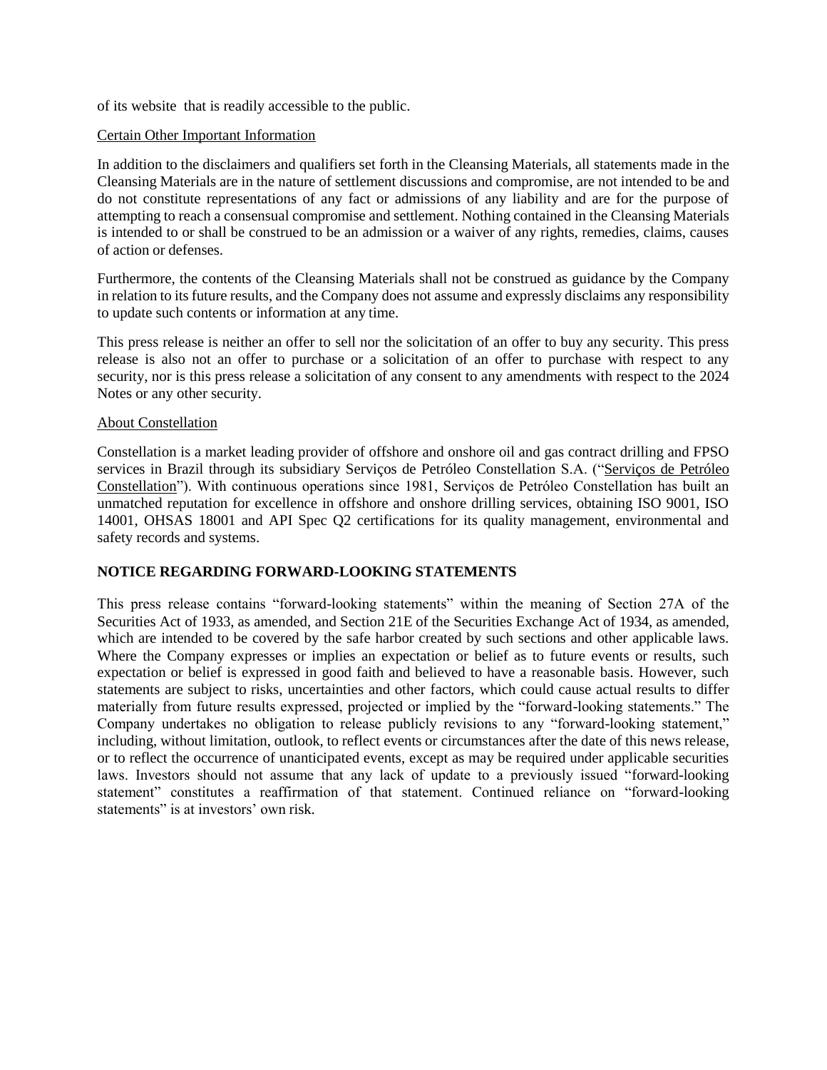of its website that is readily accessible to the public.

<u>Certain Other Important Information</u>

In addition to the disclaimers and qualifiers set forth in the Cleansing Materials, all statements made in the Cleansing Materials are in the nature of settlement discussions and compromise, are not intended to be and do not constitute representations of any fact or admissions of any liability and are for the purpose of attempting to reach a consensual compromise and settlement. Nothing contained in the Cleansing Materials is intended to or shall be construed to be an admission or a waiver of any rights, remedies, claims, causes of action or defenses.

Furthermore, the contents of the Cleansing Materials shall not be construed as guidance by the Company in relation to its future results, and the Company does not assume and expressly disclaims any responsibility to update such contents or information at any time.

This press release is neither an offer to sell nor the solicitation of an offer to buy any security. This press release is also not an offer to purchase or a solicitation of an offer to purchase with respect to any security, nor is this press release a solicitation of any consent to any amendments with respect to the 2024 Notes or any other security.

<u>About Constellation</u>

Constellation is a market leading provider of offshore and onshore oil and gas contract drilling and FPSO services in Brazil through its subsidiary Serviços de Petróleo Constellation S.A. ("<u>Serviços de Petróleo Constellation</u>"). With continuous operations since 1981, Serviços de Petróleo Constellation has built an unmatched reputation for excellence in offshore and onshore drilling services, obtaining ISO 9001, ISO 14001, OHSAS 18001 and API Spec Q2 certifications for its quality management, environmental and safety records and systems.

**NOTICE REGARDING FORWARD-LOOKING STATEMENTS**

This press release contains "forward-looking statements" within the meaning of Section 27A of the Securities Act of 1933, as amended, and Section 21E of the Securities Exchange Act of 1934, as amended, which are intended to be covered by the safe harbor created by such sections and other applicable laws. Where the Company expresses or implies an expectation or belief as to future events or results, such expectation or belief is expressed in good faith and believed to have a reasonable basis. However, such statements are subject to risks, uncertainties and other factors, which could cause actual results to differ materially from future results expressed, projected or implied by the "forward-looking statements." The Company undertakes no obligation to release publicly revisions to any "forward-looking statement," including, without limitation, outlook, to reflect events or circumstances after the date of this news release, or to reflect the occurrence of unanticipated events, except as may be required under applicable securities laws. Investors should not assume that any lack of update to a previously issued "forward-looking statement" constitutes a reaffirmation of that statement. Continued reliance on "forward-looking statements" is at investors' own risk.